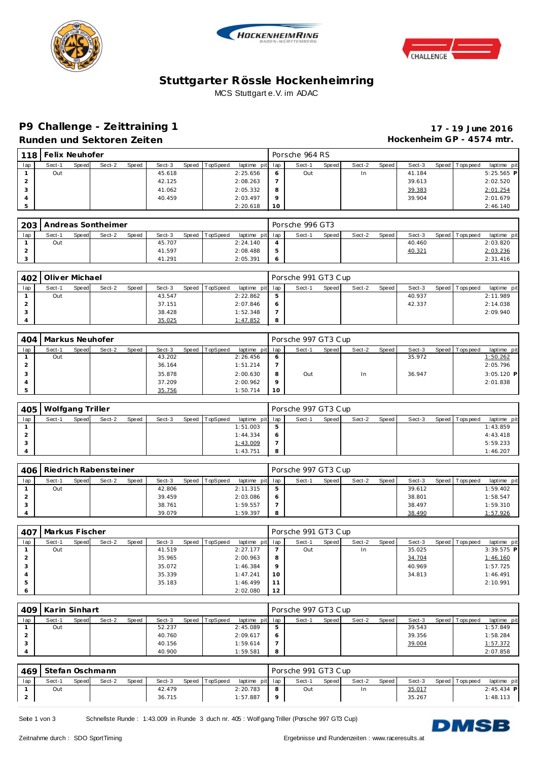# Stuttgarter Rössle Hockenheimring

MCS Stuttgart e.V. im ADAC

## P9 Challenge - Zeittraining 1

**Runden und Sektoren Zeiten**

**17 - 19 June 2016**
**Hockenheim GP - 4574 mtr.**

### 118 Felix Neuhofer — Porsche 964 RS

| lap | Sect-1 | Speed | Sect-2 | Speed | Sect-3 | Speed | TopSpeed | laptime pit | lap | Sect-1 | Speed | Sect-2 | Speed | Sect-3 | Speed | Topspeed | laptime pit |
|---|---|---|---|---|---|---|---|---|---|---|---|---|---|---|---|---|---|
| 1 | Out | | | | 45.618 | | | 2:25.656 | 6 | Out | | In | | 41.184 | | | 5:25.565 P |
| 2 | | | | | 42.125 | | | 2:08.263 | 7 | | | | | 39.613 | | | 2:02.520 |
| 3 | | | | | 41.062 | | | 2:05.332 | 8 | | | | | 39.383 | | | 2:01.254 |
| 4 | | | | | 40.459 | | | 2:03.497 | 9 | | | | | 39.904 | | | 2:01.679 |
| 5 | | | | | | | | 2:20.618 | 10 | | | | | | | | 2:46.140 |

### 203 Andreas Sontheimer — Porsche 996 GT3

| lap | Sect-1 | Speed | Sect-2 | Speed | Sect-3 | Speed | TopSpeed | laptime pit | lap | Sect-1 | Speed | Sect-2 | Speed | Sect-3 | Speed | Topspeed | laptime pit |
|---|---|---|---|---|---|---|---|---|---|---|---|---|---|---|---|---|---|
| 1 | Out | | | | 45.707 | | | 2:24.140 | 4 | | | | | 40.460 | | | 2:03.820 |
| 2 | | | | | 41.597 | | | 2:08.488 | 5 | | | | | 40.321 | | | 2:03.236 |
| 3 | | | | | 41.291 | | | 2:05.391 | 6 | | | | | | | | 2:31.416 |

### 402 Oliver Michael — Porsche 991 GT3 Cup

| lap | Sect-1 | Speed | Sect-2 | Speed | Sect-3 | Speed | TopSpeed | laptime pit | lap | Sect-1 | Speed | Sect-2 | Speed | Sect-3 | Speed | Topspeed | laptime pit |
|---|---|---|---|---|---|---|---|---|---|---|---|---|---|---|---|---|---|
| 1 | Out | | | | 43.547 | | | 2:22.862 | 5 | | | | | 40.937 | | | 2:11.989 |
| 2 | | | | | 37.151 | | | 2:07.846 | 6 | | | | | 42.337 | | | 2:14.038 |
| 3 | | | | | 38.428 | | | 1:52.348 | 7 | | | | | | | | 2:09.940 |
| 4 | | | | | 35.025 | | | 1:47.852 | 8 | | | | | | | | |

### 404 Markus Neuhofer — Porsche 997 GT3 Cup

| lap | Sect-1 | Speed | Sect-2 | Speed | Sect-3 | Speed | TopSpeed | laptime pit | lap | Sect-1 | Speed | Sect-2 | Speed | Sect-3 | Speed | Topspeed | laptime pit |
|---|---|---|---|---|---|---|---|---|---|---|---|---|---|---|---|---|---|
| 1 | Out | | | | 43.202 | | | 2:26.456 | 6 | | | | | 35.972 | | | 1:50.262 |
| 2 | | | | | 36.164 | | | 1:51.214 | 7 | | | | | | | | 2:05.796 |
| 3 | | | | | 35.878 | | | 2:00.630 | 8 | Out | | In | | 36.947 | | | 3:05.120 P |
| 4 | | | | | 37.209 | | | 2:00.962 | 9 | | | | | | | | 2:01.838 |
| 5 | | | | | 35.756 | | | 1:50.714 | 10 | | | | | | | | |

### 405 Wolfgang Triller — Porsche 997 GT3 Cup

| lap | Sect-1 | Speed | Sect-2 | Speed | Sect-3 | Speed | TopSpeed | laptime pit | lap | Sect-1 | Speed | Sect-2 | Speed | Sect-3 | Speed | Topspeed | laptime pit |
|---|---|---|---|---|---|---|---|---|---|---|---|---|---|---|---|---|---|
| 1 | | | | | | | | 1:51.003 | 5 | | | | | | | | 1:43.859 |
| 2 | | | | | | | | 1:44.334 | 6 | | | | | | | | 4:43.418 |
| 3 | | | | | | | | 1:43.009 | 7 | | | | | | | | 5:59.233 |
| 4 | | | | | | | | 1:43.751 | 8 | | | | | | | | 1:46.207 |

### 406 Riedrich Rabensteiner — Porsche 997 GT3 Cup

| lap | Sect-1 | Speed | Sect-2 | Speed | Sect-3 | Speed | TopSpeed | laptime pit | lap | Sect-1 | Speed | Sect-2 | Speed | Sect-3 | Speed | Topspeed | laptime pit |
|---|---|---|---|---|---|---|---|---|---|---|---|---|---|---|---|---|---|
| 1 | Out | | | | 42.806 | | | 2:11.315 | 5 | | | | | 39.612 | | | 1:59.402 |
| 2 | | | | | 39.459 | | | 2:03.086 | 6 | | | | | 38.801 | | | 1:58.547 |
| 3 | | | | | 38.761 | | | 1:59.557 | 7 | | | | | 38.497 | | | 1:59.310 |
| 4 | | | | | 39.079 | | | 1:59.397 | 8 | | | | | 38.490 | | | 1:57.926 |

### 407 Markus Fischer — Porsche 991 GT3 Cup

| lap | Sect-1 | Speed | Sect-2 | Speed | Sect-3 | Speed | TopSpeed | laptime pit | lap | Sect-1 | Speed | Sect-2 | Speed | Sect-3 | Speed | Topspeed | laptime pit |
|---|---|---|---|---|---|---|---|---|---|---|---|---|---|---|---|---|---|
| 1 | Out | | | | 41.519 | | | 2:27.177 | 7 | Out | | In | | 35.025 | | | 3:39.575 P |
| 2 | | | | | 35.965 | | | 2:00.963 | 8 | | | | | 34.704 | | | 1:46.160 |
| 3 | | | | | 35.072 | | | 1:46.384 | 9 | | | | | 40.969 | | | 1:57.725 |
| 4 | | | | | 35.339 | | | 1:47.241 | 10 | | | | | 34.813 | | | 1:46.491 |
| 5 | | | | | 35.183 | | | 1:46.499 | 11 | | | | | | | | 2:10.991 |
| 6 | | | | | | | | 2:02.080 | 12 | | | | | | | | |

### 409 Karin Sinhart — Porsche 997 GT3 Cup

| lap | Sect-1 | Speed | Sect-2 | Speed | Sect-3 | Speed | TopSpeed | laptime pit | lap | Sect-1 | Speed | Sect-2 | Speed | Sect-3 | Speed | Topspeed | laptime pit |
|---|---|---|---|---|---|---|---|---|---|---|---|---|---|---|---|---|---|
| 1 | Out | | | | 52.237 | | | 2:45.089 | 5 | | | | | 39.543 | | | 1:57.849 |
| 2 | | | | | 40.760 | | | 2:09.617 | 6 | | | | | 39.356 | | | 1:58.284 |
| 3 | | | | | 40.156 | | | 1:59.614 | 7 | | | | | 39.004 | | | 1:57.372 |
| 4 | | | | | 40.900 | | | 1:59.581 | 8 | | | | | | | | 2:07.858 |

### 469 Stefan Oschmann — Porsche 991 GT3 Cup

| lap | Sect-1 | Speed | Sect-2 | Speed | Sect-3 | Speed | TopSpeed | laptime pit | lap | Sect-1 | Speed | Sect-2 | Speed | Sect-3 | Speed | Topspeed | laptime pit |
|---|---|---|---|---|---|---|---|---|---|---|---|---|---|---|---|---|---|
| 1 | Out | | | | 42.479 | | | 2:20.783 | 8 | Out | | In | | 35.017 | | | 2:45.434 P |
| 2 | | | | | 36.715 | | | 1:57.887 | 9 | | | | | 35.267 | | | 1:48.113 |

Schnellste Runde : 1:43.009 in Runde 3 duch nr. 405 : Wolfgang Triller (Porsche 997 GT3 Cup)

Zeitnahme durch : SDO SportTiming

Ergebnisse und Rundenzeiten : www.raceresults.at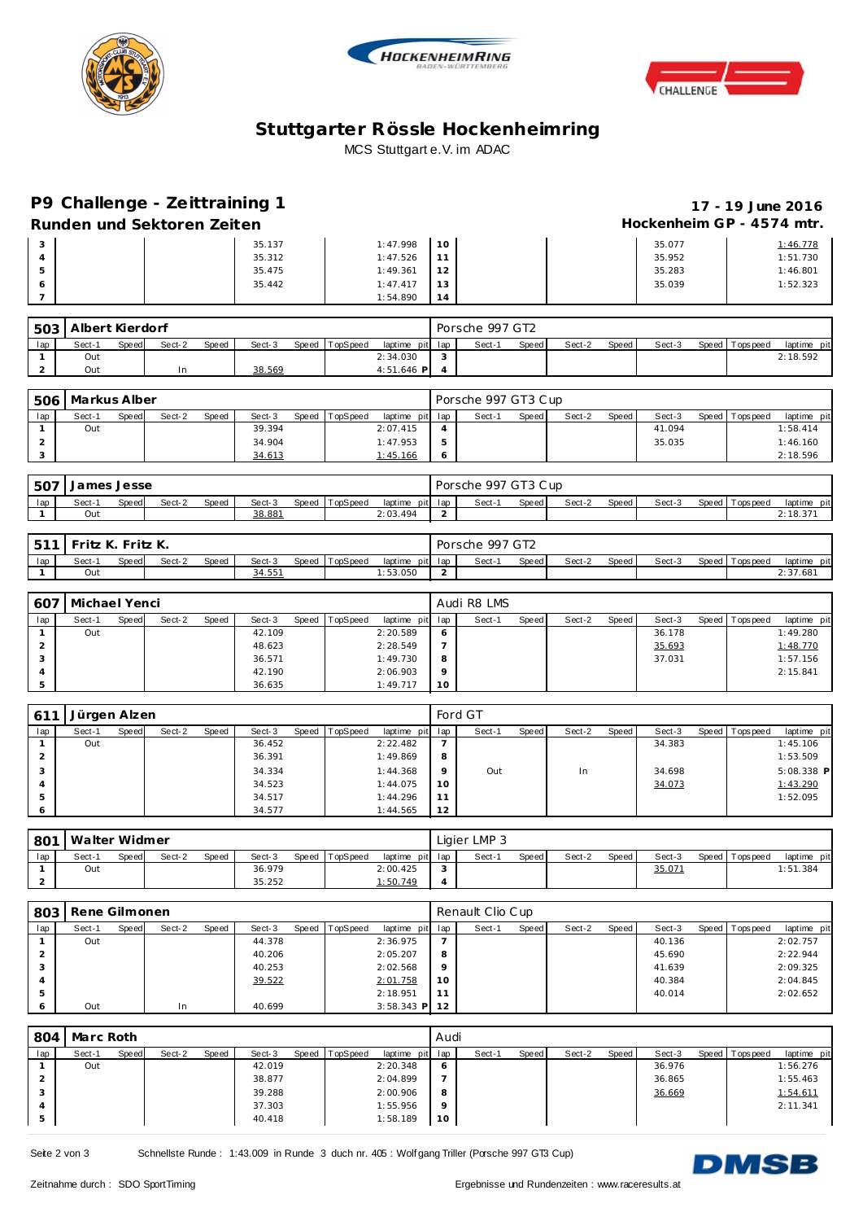# Stuttgarter Rössle Hockenheimring

MCS Stuttgart e.V. im ADAC

## P9 Challenge - Zeittraining 1

17 - 19 June 2016

### Runden und Sektoren Zeiten

Hockenheim GP - 4574 mtr.

| lap | Sect-1 | Speed | Sect-2 | Speed | Sect-3 | Speed | TopSpeed | laptime pit | lap | Sect-1 | Speed | Sect-2 | Speed | Sect-3 | Speed | Topspeed | laptime pit |
|---|---|---|---|---|---|---|---|---|---|---|---|---|---|---|---|---|---|
| 3 | | | | | 35.137 | | | 1:47.998 | 10 | | | | | 35.077 | | | 1:46.778 |
| 4 | | | | | 35.312 | | | 1:47.526 | 11 | | | | | 35.952 | | | 1:51.730 |
| 5 | | | | | 35.475 | | | 1:49.361 | 12 | | | | | 35.283 | | | 1:46.801 |
| 6 | | | | | 35.442 | | | 1:47.417 | 13 | | | | | 35.039 | | | 1:52.323 |
| 7 | | | | | | | | 1:54.890 | 14 | | | | | | | | |

**503 Albert Kierdorf** — Porsche 997 GT2

| lap | Sect-1 | Speed | Sect-2 | Speed | Sect-3 | Speed | TopSpeed | laptime pit | lap | Sect-1 | Speed | Sect-2 | Speed | Sect-3 | Speed | Topspeed | laptime pit |
|---|---|---|---|---|---|---|---|---|---|---|---|---|---|---|---|---|---|
| 1 | Out | | | | | | | 2:34.030 | 3 | | | | | | | | 2:18.592 |
| 2 | Out | | In | | 38.569 | | | 4:51.646 P | 4 | | | | | | | | |

**506 Markus Alber** — Porsche 997 GT3 Cup

| lap | Sect-1 | Speed | Sect-2 | Speed | Sect-3 | Speed | TopSpeed | laptime pit | lap | Sect-1 | Speed | Sect-2 | Speed | Sect-3 | Speed | Topspeed | laptime pit |
|---|---|---|---|---|---|---|---|---|---|---|---|---|---|---|---|---|---|
| 1 | Out | | | | 39.394 | | | 2:07.415 | 4 | | | | | 41.094 | | | 1:58.414 |
| 2 | | | | | 34.904 | | | 1:47.953 | 5 | | | | | 35.035 | | | 1:46.160 |
| 3 | | | | | 34.613 | | | 1:45.166 | 6 | | | | | | | | 2:18.596 |

**507 James Jesse** — Porsche 997 GT3 Cup

| lap | Sect-1 | Speed | Sect-2 | Speed | Sect-3 | Speed | TopSpeed | laptime pit | lap | Sect-1 | Speed | Sect-2 | Speed | Sect-3 | Speed | Topspeed | laptime pit |
|---|---|---|---|---|---|---|---|---|---|---|---|---|---|---|---|---|---|
| 1 | Out | | | | 38.881 | | | 2:03.494 | 2 | | | | | | | | 2:18.371 |

**511 Fritz K. Fritz K.** — Porsche 997 GT2

| lap | Sect-1 | Speed | Sect-2 | Speed | Sect-3 | Speed | TopSpeed | laptime pit | lap | Sect-1 | Speed | Sect-2 | Speed | Sect-3 | Speed | Topspeed | laptime pit |
|---|---|---|---|---|---|---|---|---|---|---|---|---|---|---|---|---|---|
| 1 | Out | | | | 34.551 | | | 1:53.050 | 2 | | | | | | | | 2:37.681 |

**607 Michael Yenci** — Audi R8 LMS

| lap | Sect-1 | Speed | Sect-2 | Speed | Sect-3 | Speed | TopSpeed | laptime pit | lap | Sect-1 | Speed | Sect-2 | Speed | Sect-3 | Speed | Topspeed | laptime pit |
|---|---|---|---|---|---|---|---|---|---|---|---|---|---|---|---|---|---|
| 1 | Out | | | | 42.109 | | | 2:20.589 | 6 | | | | | 36.178 | | | 1:49.280 |
| 2 | | | | | 48.623 | | | 2:28.549 | 7 | | | | | 35.693 | | | 1:48.770 |
| 3 | | | | | 36.571 | | | 1:49.730 | 8 | | | | | 37.031 | | | 1:57.156 |
| 4 | | | | | 42.190 | | | 2:06.903 | 9 | | | | | | | | 2:15.841 |
| 5 | | | | | 36.635 | | | 1:49.717 | 10 | | | | | | | | |

**611 Jürgen Alzen** — Ford GT

| lap | Sect-1 | Speed | Sect-2 | Speed | Sect-3 | Speed | TopSpeed | laptime pit | lap | Sect-1 | Speed | Sect-2 | Speed | Sect-3 | Speed | Topspeed | laptime pit |
|---|---|---|---|---|---|---|---|---|---|---|---|---|---|---|---|---|---|
| 1 | Out | | | | 36.452 | | | 2:22.482 | 7 | | | | | 34.383 | | | 1:45.106 |
| 2 | | | | | 36.391 | | | 1:49.869 | 8 | | | | | | | | 1:53.509 |
| 3 | | | | | 34.334 | | | 1:44.368 | 9 | Out | | In | | 34.698 | | | 5:08.338 P |
| 4 | | | | | 34.523 | | | 1:44.075 | 10 | | | | | 34.073 | | | 1:43.290 |
| 5 | | | | | 34.517 | | | 1:44.296 | 11 | | | | | | | | 1:52.095 |
| 6 | | | | | 34.577 | | | 1:44.565 | 12 | | | | | | | | |

**801 Walter Widmer** — Ligier LMP 3

| lap | Sect-1 | Speed | Sect-2 | Speed | Sect-3 | Speed | TopSpeed | laptime pit | lap | Sect-1 | Speed | Sect-2 | Speed | Sect-3 | Speed | Topspeed | laptime pit |
|---|---|---|---|---|---|---|---|---|---|---|---|---|---|---|---|---|---|
| 1 | Out | | | | 36.979 | | | 2:00.425 | 3 | | | | | 35.071 | | | 1:51.384 |
| 2 | | | | | 35.252 | | | 1:50.749 | 4 | | | | | | | | |

**803 Rene Gilmonen** — Renault Clio Cup

| lap | Sect-1 | Speed | Sect-2 | Speed | Sect-3 | Speed | TopSpeed | laptime pit | lap | Sect-1 | Speed | Sect-2 | Speed | Sect-3 | Speed | Topspeed | laptime pit |
|---|---|---|---|---|---|---|---|---|---|---|---|---|---|---|---|---|---|
| 1 | Out | | | | 44.378 | | | 2:36.975 | 7 | | | | | 40.136 | | | 2:02.757 |
| 2 | | | | | 40.206 | | | 2:05.207 | 8 | | | | | 45.690 | | | 2:22.944 |
| 3 | | | | | 40.253 | | | 2:02.568 | 9 | | | | | 41.639 | | | 2:09.325 |
| 4 | | | | | 39.522 | | | 2:01.758 | 10 | | | | | 40.384 | | | 2:04.845 |
| 5 | | | | | | | | 2:18.951 | 11 | | | | | 40.014 | | | 2:02.652 |
| 6 | Out | | In | | 40.699 | | | 3:58.343 P | 12 | | | | | | | | |

**804 Marc Roth** — Audi

| lap | Sect-1 | Speed | Sect-2 | Speed | Sect-3 | Speed | TopSpeed | laptime pit | lap | Sect-1 | Speed | Sect-2 | Speed | Sect-3 | Speed | Topspeed | laptime pit |
|---|---|---|---|---|---|---|---|---|---|---|---|---|---|---|---|---|---|
| 1 | Out | | | | 42.019 | | | 2:20.348 | 6 | | | | | 36.976 | | | 1:56.276 |
| 2 | | | | | 38.877 | | | 2:04.899 | 7 | | | | | 36.865 | | | 1:55.463 |
| 3 | | | | | 39.288 | | | 2:00.906 | 8 | | | | | 36.669 | | | 1:54.611 |
| 4 | | | | | 37.303 | | | 1:55.956 | 9 | | | | | | | | 2:11.341 |
| 5 | | | | | 40.418 | | | 1:58.189 | 10 | | | | | | | | |

Schnellste Runde : 1:43.009 in Runde 3 duch nr. 405 : Wolfgang Triller (Porsche 997 GT3 Cup)

Zeitnahme durch : SDO SportTiming

Ergebnisse und Rundenzeiten : www.raceresults.at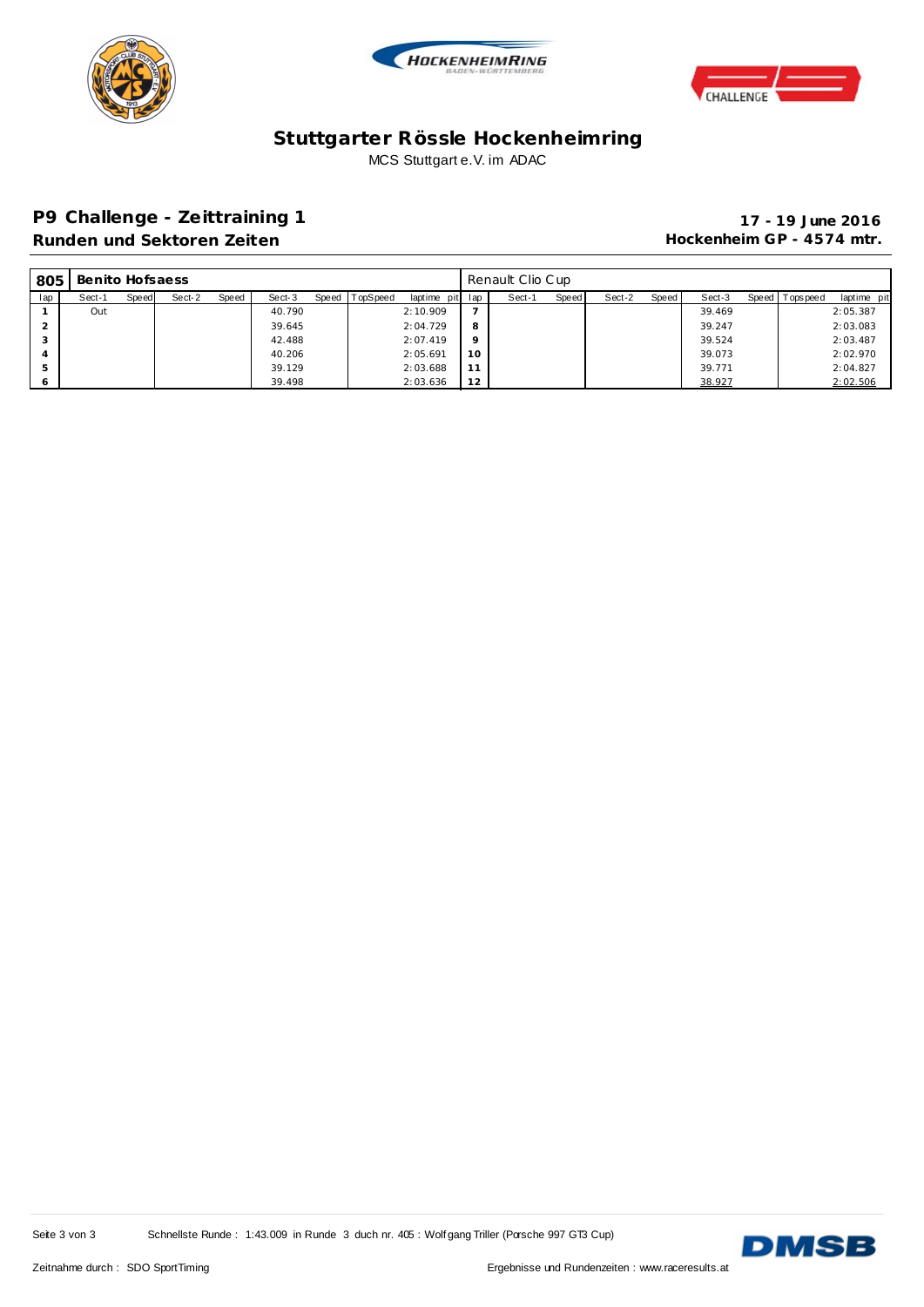# Stuttgarter Rössle Hockenheimring

MCS Stuttgart e.V. im ADAC

## P9 Challenge - Zeittraining 1

**Runden und Sektoren Zeiten**

**17 - 19 June 2016**
**Hockenheim GP - 4574 mtr.**

| 805 | Benito Hofsaess | | | | | | | | Renault Clio Cup | | | | | | | |
|---|---|---|---|---|---|---|---|---|---|---|---|---|---|---|---|---|
| lap | Sect-1 | Speed | Sect-2 | Speed | Sect-3 | Speed | TopSpeed | laptime pit | lap | Sect-1 | Speed | Sect-2 | Speed | Sect-3 | Speed | Topspeed | laptime pit |
| 1 | Out | | | | 40.790 | | | 2:10.909 | 7 | | | | | 39.469 | | | 2:05.387 |
| 2 | | | | | 39.645 | | | 2:04.729 | 8 | | | | | 39.247 | | | 2:03.083 |
| 3 | | | | | 42.488 | | | 2:07.419 | 9 | | | | | 39.524 | | | 2:03.487 |
| 4 | | | | | 40.206 | | | 2:05.691 | 10 | | | | | 39.073 | | | 2:02.970 |
| 5 | | | | | 39.129 | | | 2:03.688 | 11 | | | | | 39.771 | | | 2:04.827 |
| 6 | | | | | 39.498 | | | 2:03.636 | 12 | | | | | 38.927 | | | 2:02.506 |

Schnellste Runde : 1:43.009 in Runde 3 duch nr. 405 : Wolfgang Triller (Porsche 997 GT3 Cup)

Zeitnahme durch : SDO SportTiming

Ergebnisse und Rundenzeiten : www.raceresults.at